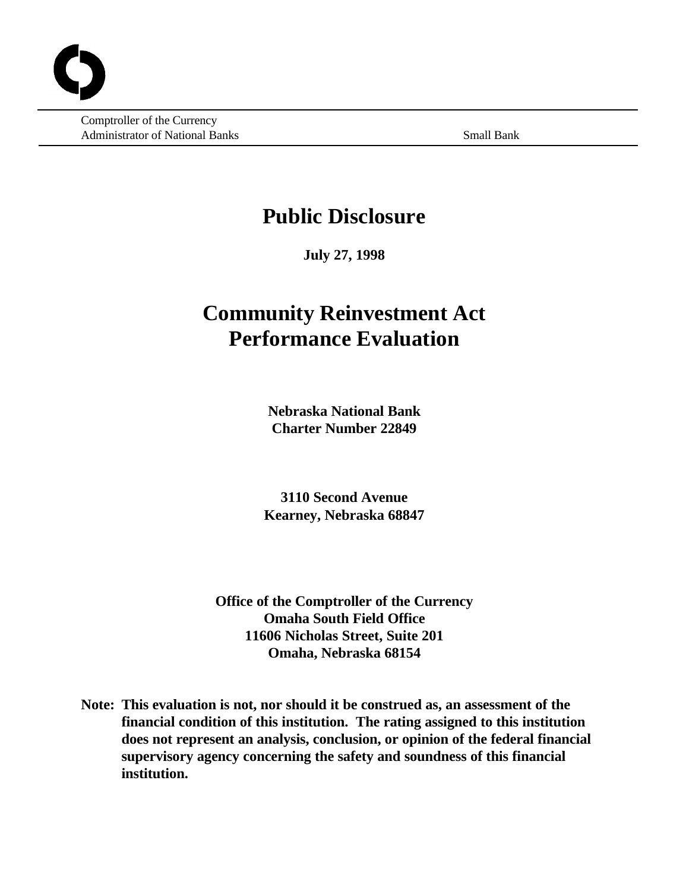Comptroller of the Currency
Administrator of National Banks

Small Bank

# Public Disclosure

**July 27, 1998**

# Community Reinvestment Act Performance Evaluation

**Nebraska National Bank**
**Charter Number 22849**

**3110 Second Avenue**
**Kearney, Nebraska 68847**

**Office of the Comptroller of the Currency**
**Omaha South Field Office**
**11606 Nicholas Street, Suite 201**
**Omaha, Nebraska 68154**

**Note: This evaluation is not, nor should it be construed as, an assessment of the financial condition of this institution. The rating assigned to this institution does not represent an analysis, conclusion, or opinion of the federal financial supervisory agency concerning the safety and soundness of this financial institution.**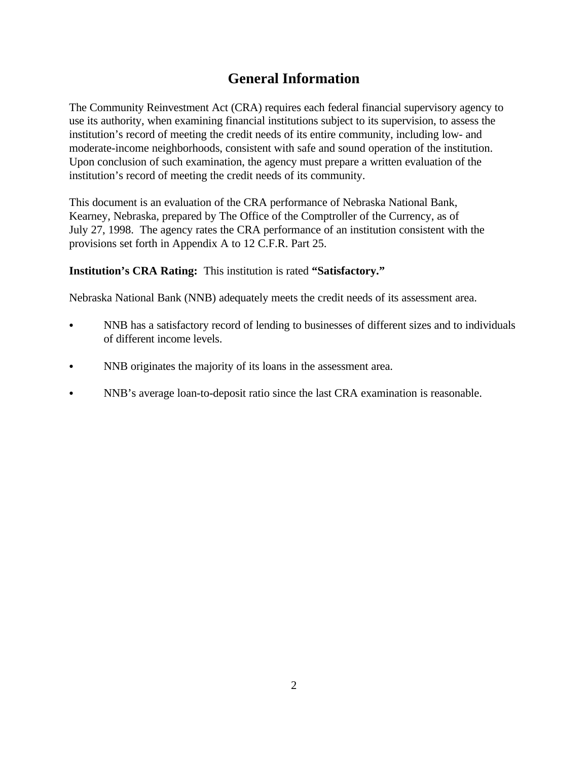# General Information

The Community Reinvestment Act (CRA) requires each federal financial supervisory agency to use its authority, when examining financial institutions subject to its supervision, to assess the institution's record of meeting the credit needs of its entire community, including low- and moderate-income neighborhoods, consistent with safe and sound operation of the institution. Upon conclusion of such examination, the agency must prepare a written evaluation of the institution's record of meeting the credit needs of its community.

This document is an evaluation of the CRA performance of Nebraska National Bank, Kearney, Nebraska, prepared by The Office of the Comptroller of the Currency, as of July 27, 1998. The agency rates the CRA performance of an institution consistent with the provisions set forth in Appendix A to 12 C.F.R. Part 25.

**Institution's CRA Rating:** This institution is rated **"Satisfactory."**

Nebraska National Bank (NNB) adequately meets the credit needs of its assessment area.

- NNB has a satisfactory record of lending to businesses of different sizes and to individuals of different income levels.
- NNB originates the majority of its loans in the assessment area.
- NNB's average loan-to-deposit ratio since the last CRA examination is reasonable.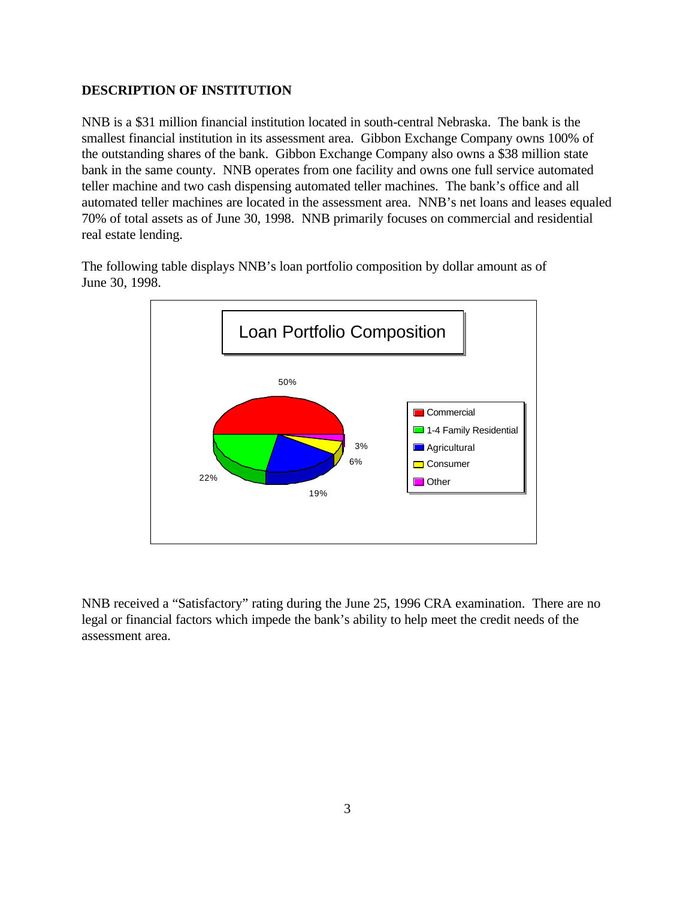## DESCRIPTION OF INSTITUTION

NNB is a $31 million financial institution located in south-central Nebraska. The bank is the smallest financial institution in its assessment area. Gibbon Exchange Company owns 100% of the outstanding shares of the bank. Gibbon Exchange Company also owns a $38 million state bank in the same county. NNB operates from one facility and owns one full service automated teller machine and two cash dispensing automated teller machines. The bank's office and all automated teller machines are located in the assessment area. NNB's net loans and leases equaled 70% of total assets as of June 30, 1998. NNB primarily focuses on commercial and residential real estate lending.

The following table displays NNB's loan portfolio composition by dollar amount as of June 30, 1998.

**Loan Portfolio Composition**

| Loan Type | Percentage |
|---|---|
| Commercial | 50% |
| 1-4 Family Residential | 22% |
| Agricultural | 19% |
| Consumer | 6% |
| Other | 3% |

NNB received a "Satisfactory" rating during the June 25, 1996 CRA examination. There are no legal or financial factors which impede the bank's ability to help meet the credit needs of the assessment area.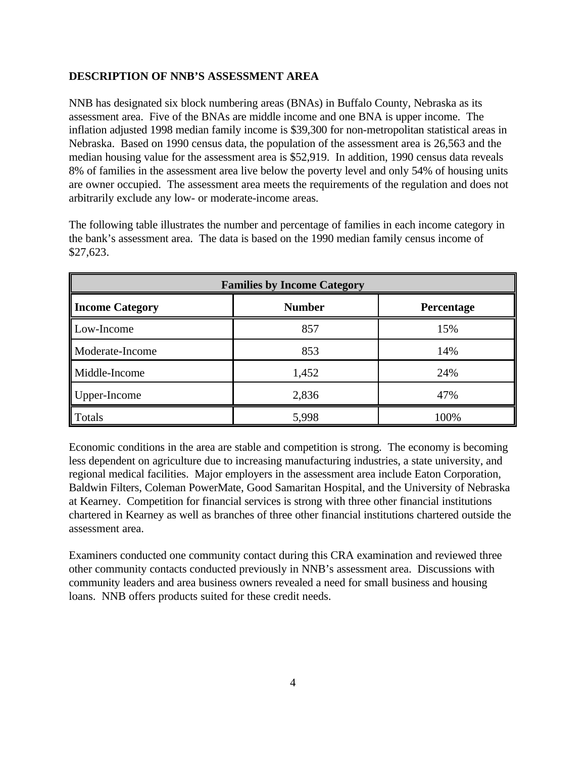## DESCRIPTION OF NNB'S ASSESSMENT AREA

NNB has designated six block numbering areas (BNAs) in Buffalo County, Nebraska as its assessment area. Five of the BNAs are middle income and one BNA is upper income. The inflation adjusted 1998 median family income is $39,300 for non-metropolitan statistical areas in Nebraska. Based on 1990 census data, the population of the assessment area is 26,563 and the median housing value for the assessment area is $52,919. In addition, 1990 census data reveals 8% of families in the assessment area live below the poverty level and only 54% of housing units are owner occupied. The assessment area meets the requirements of the regulation and does not arbitrarily exclude any low- or moderate-income areas.

The following table illustrates the number and percentage of families in each income category in the bank's assessment area. The data is based on the 1990 median family census income of $27,623.

| Families by Income Category | | |
|---|---|---|
| **Income Category** | **Number** | **Percentage** |
| Low-Income | 857 | 15% |
| Moderate-Income | 853 | 14% |
| Middle-Income | 1,452 | 24% |
| Upper-Income | 2,836 | 47% |
| Totals | 5,998 | 100% |

Economic conditions in the area are stable and competition is strong. The economy is becoming less dependent on agriculture due to increasing manufacturing industries, a state university, and regional medical facilities. Major employers in the assessment area include Eaton Corporation, Baldwin Filters, Coleman PowerMate, Good Samaritan Hospital, and the University of Nebraska at Kearney. Competition for financial services is strong with three other financial institutions chartered in Kearney as well as branches of three other financial institutions chartered outside the assessment area.

Examiners conducted one community contact during this CRA examination and reviewed three other community contacts conducted previously in NNB's assessment area. Discussions with community leaders and area business owners revealed a need for small business and housing loans. NNB offers products suited for these credit needs.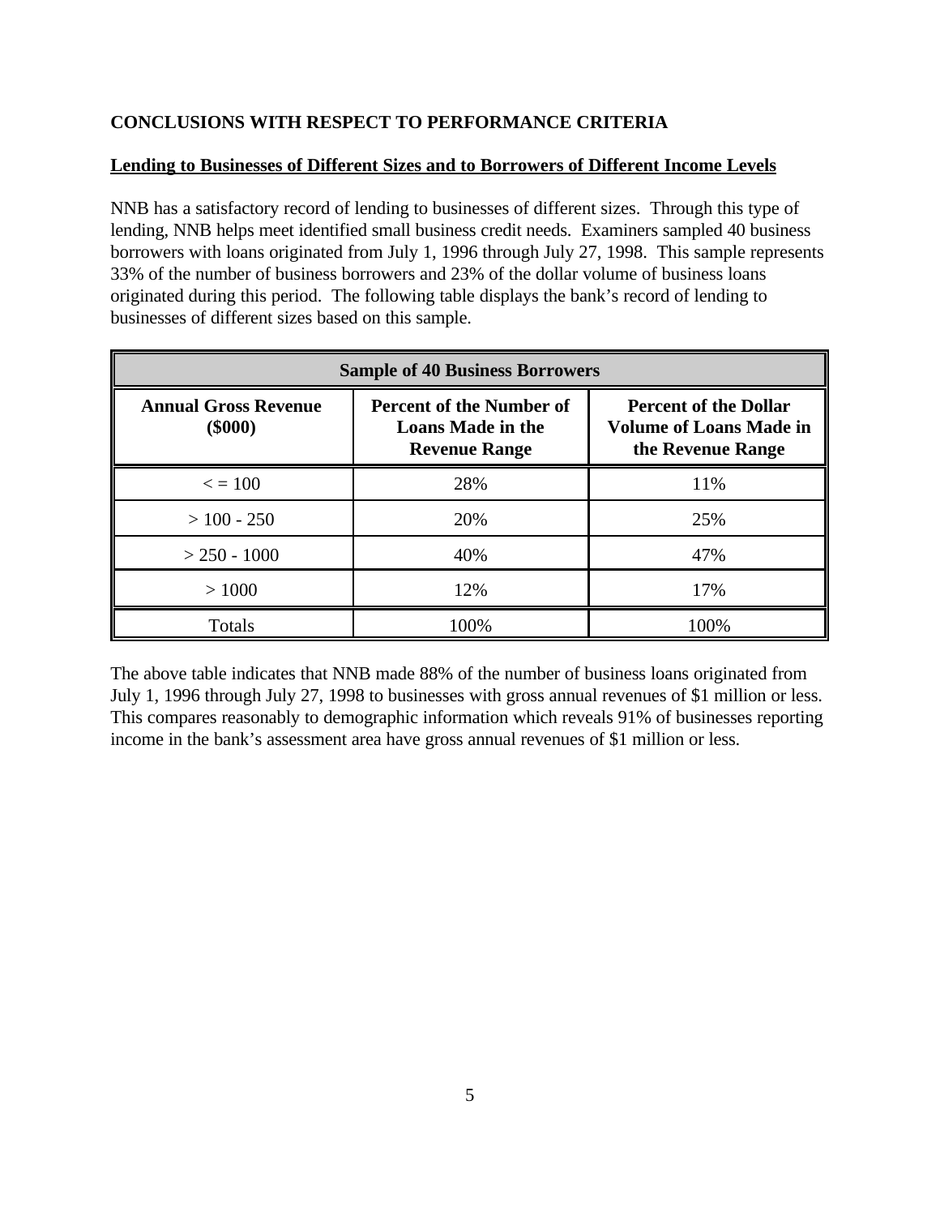**CONCLUSIONS WITH RESPECT TO PERFORMANCE CRITERIA**

**Lending to Businesses of Different Sizes and to Borrowers of Different Income Levels**

NNB has a satisfactory record of lending to businesses of different sizes. Through this type of lending, NNB helps meet identified small business credit needs. Examiners sampled 40 business borrowers with loans originated from July 1, 1996 through July 27, 1998. This sample represents 33% of the number of business borrowers and 23% of the dollar volume of business loans originated during this period. The following table displays the bank's record of lending to businesses of different sizes based on this sample.

| Sample of 40 Business Borrowers | | |
|---|---|---|
| **Annual Gross Revenue ($000)** | **Percent of the Number of Loans Made in the Revenue Range** | **Percent of the Dollar Volume of Loans Made in the Revenue Range** |
| < = 100 | 28% | 11% |
| > 100 - 250 | 20% | 25% |
| > 250 - 1000 | 40% | 47% |
| > 1000 | 12% | 17% |
| Totals | 100% | 100% |

The above table indicates that NNB made 88% of the number of business loans originated from July 1, 1996 through July 27, 1998 to businesses with gross annual revenues of $1 million or less. This compares reasonably to demographic information which reveals 91% of businesses reporting income in the bank's assessment area have gross annual revenues of $1 million or less.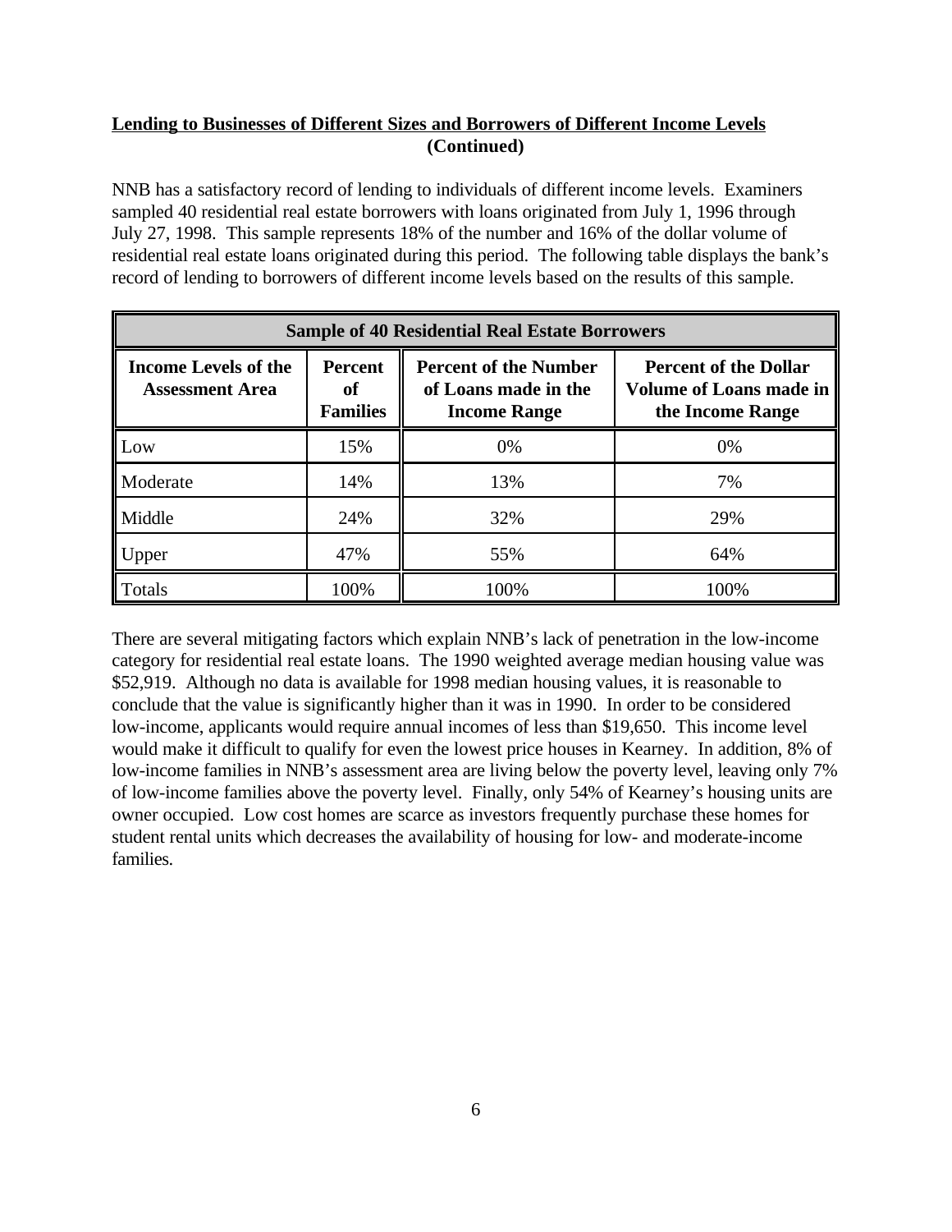**Lending to Businesses of Different Sizes and Borrowers of Different Income Levels (Continued)**

NNB has a satisfactory record of lending to individuals of different income levels. Examiners sampled 40 residential real estate borrowers with loans originated from July 1, 1996 through July 27, 1998. This sample represents 18% of the number and 16% of the dollar volume of residential real estate loans originated during this period. The following table displays the bank's record of lending to borrowers of different income levels based on the results of this sample.

| Sample of 40 Residential Real Estate Borrowers | | | |
|---|---|---|---|
| **Income Levels of the Assessment Area** | **Percent of Families** | **Percent of the Number of Loans made in the Income Range** | **Percent of the Dollar Volume of Loans made in the Income Range** |
| Low | 15% | 0% | 0% |
| Moderate | 14% | 13% | 7% |
| Middle | 24% | 32% | 29% |
| Upper | 47% | 55% | 64% |
| Totals | 100% | 100% | 100% |

There are several mitigating factors which explain NNB's lack of penetration in the low-income category for residential real estate loans. The 1990 weighted average median housing value was \$52,919. Although no data is available for 1998 median housing values, it is reasonable to conclude that the value is significantly higher than it was in 1990. In order to be considered low-income, applicants would require annual incomes of less than \$19,650. This income level would make it difficult to qualify for even the lowest price houses in Kearney. In addition, 8% of low-income families in NNB's assessment area are living below the poverty level, leaving only 7% of low-income families above the poverty level. Finally, only 54% of Kearney's housing units are owner occupied. Low cost homes are scarce as investors frequently purchase these homes for student rental units which decreases the availability of housing for low- and moderate-income families.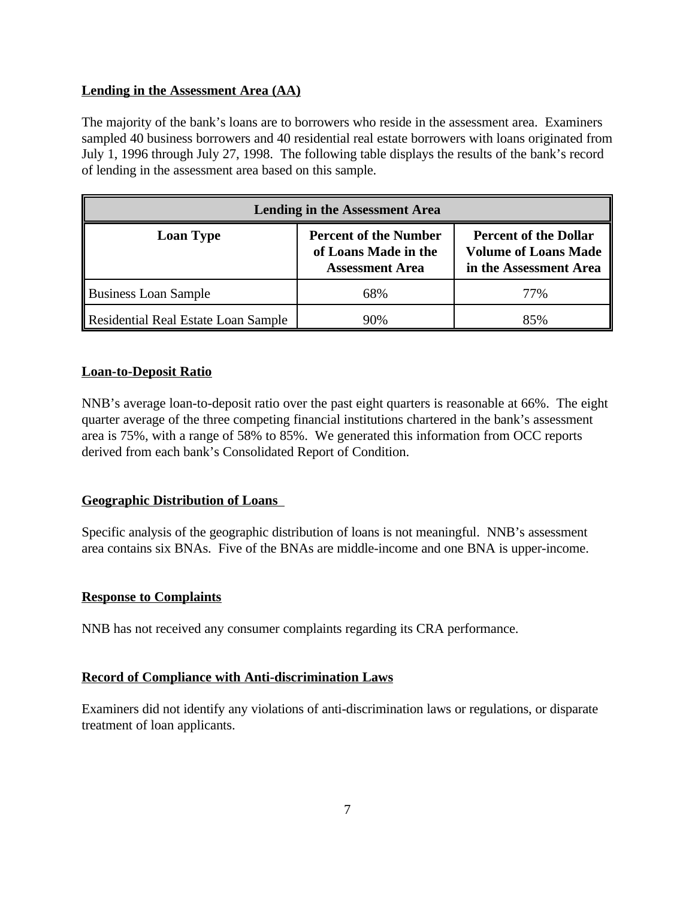**Lending in the Assessment Area (AA)**

The majority of the bank's loans are to borrowers who reside in the assessment area. Examiners sampled 40 business borrowers and 40 residential real estate borrowers with loans originated from July 1, 1996 through July 27, 1998. The following table displays the results of the bank's record of lending in the assessment area based on this sample.

| Lending in the Assessment Area | | |
|---|---|---|
| **Loan Type** | **Percent of the Number of Loans Made in the Assessment Area** | **Percent of the Dollar Volume of Loans Made in the Assessment Area** |
| Business Loan Sample | 68% | 77% |
| Residential Real Estate Loan Sample | 90% | 85% |

**Loan-to-Deposit Ratio**

NNB's average loan-to-deposit ratio over the past eight quarters is reasonable at 66%. The eight quarter average of the three competing financial institutions chartered in the bank's assessment area is 75%, with a range of 58% to 85%. We generated this information from OCC reports derived from each bank's Consolidated Report of Condition.

**Geographic Distribution of Loans**

Specific analysis of the geographic distribution of loans is not meaningful. NNB's assessment area contains six BNAs. Five of the BNAs are middle-income and one BNA is upper-income.

**Response to Complaints**

NNB has not received any consumer complaints regarding its CRA performance.

**Record of Compliance with Anti-discrimination Laws**

Examiners did not identify any violations of anti-discrimination laws or regulations, or disparate treatment of loan applicants.